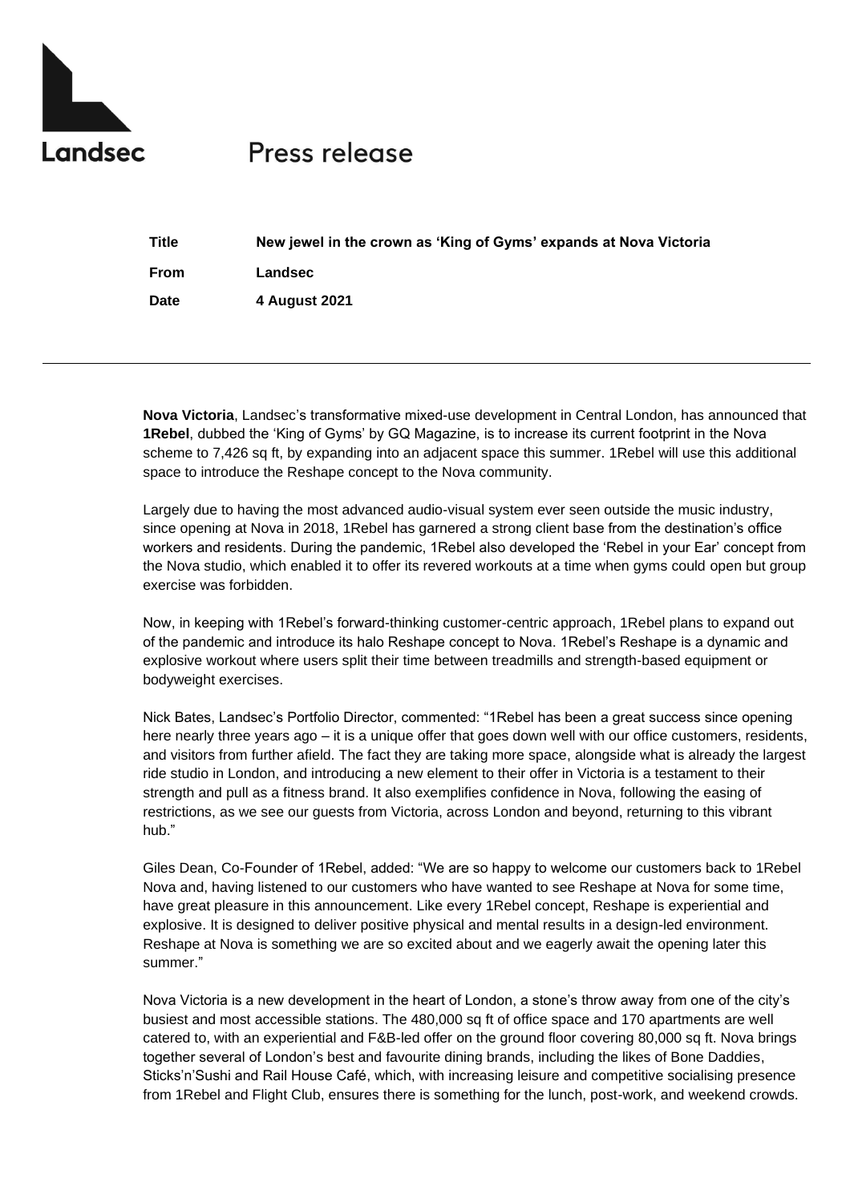Landsec

# Press release

| | |
|---|---|
| **Title** | **New jewel in the crown as 'King of Gyms' expands at Nova Victoria** |
| **From** | **Landsec** |
| **Date** | **4 August 2021** |

---

**Nova Victoria**, Landsec's transformative mixed-use development in Central London, has announced that **1Rebel**, dubbed the 'King of Gyms' by GQ Magazine, is to increase its current footprint in the Nova scheme to 7,426 sq ft, by expanding into an adjacent space this summer. 1Rebel will use this additional space to introduce the Reshape concept to the Nova community.

Largely due to having the most advanced audio-visual system ever seen outside the music industry, since opening at Nova in 2018, 1Rebel has garnered a strong client base from the destination's office workers and residents. During the pandemic, 1Rebel also developed the 'Rebel in your Ear' concept from the Nova studio, which enabled it to offer its revered workouts at a time when gyms could open but group exercise was forbidden.

Now, in keeping with 1Rebel's forward-thinking customer-centric approach, 1Rebel plans to expand out of the pandemic and introduce its halo Reshape concept to Nova. 1Rebel's Reshape is a dynamic and explosive workout where users split their time between treadmills and strength-based equipment or bodyweight exercises.

Nick Bates, Landsec's Portfolio Director, commented: "1Rebel has been a great success since opening here nearly three years ago – it is a unique offer that goes down well with our office customers, residents, and visitors from further afield. The fact they are taking more space, alongside what is already the largest ride studio in London, and introducing a new element to their offer in Victoria is a testament to their strength and pull as a fitness brand. It also exemplifies confidence in Nova, following the easing of restrictions, as we see our guests from Victoria, across London and beyond, returning to this vibrant hub."

Giles Dean, Co-Founder of 1Rebel, added: "We are so happy to welcome our customers back to 1Rebel Nova and, having listened to our customers who have wanted to see Reshape at Nova for some time, have great pleasure in this announcement. Like every 1Rebel concept, Reshape is experiential and explosive. It is designed to deliver positive physical and mental results in a design-led environment. Reshape at Nova is something we are so excited about and we eagerly await the opening later this summer."

Nova Victoria is a new development in the heart of London, a stone's throw away from one of the city's busiest and most accessible stations. The 480,000 sq ft of office space and 170 apartments are well catered to, with an experiential and F&B-led offer on the ground floor covering 80,000 sq ft. Nova brings together several of London's best and favourite dining brands, including the likes of Bone Daddies, Sticks'n'Sushi and Rail House Café, which, with increasing leisure and competitive socialising presence from 1Rebel and Flight Club, ensures there is something for the lunch, post-work, and weekend crowds.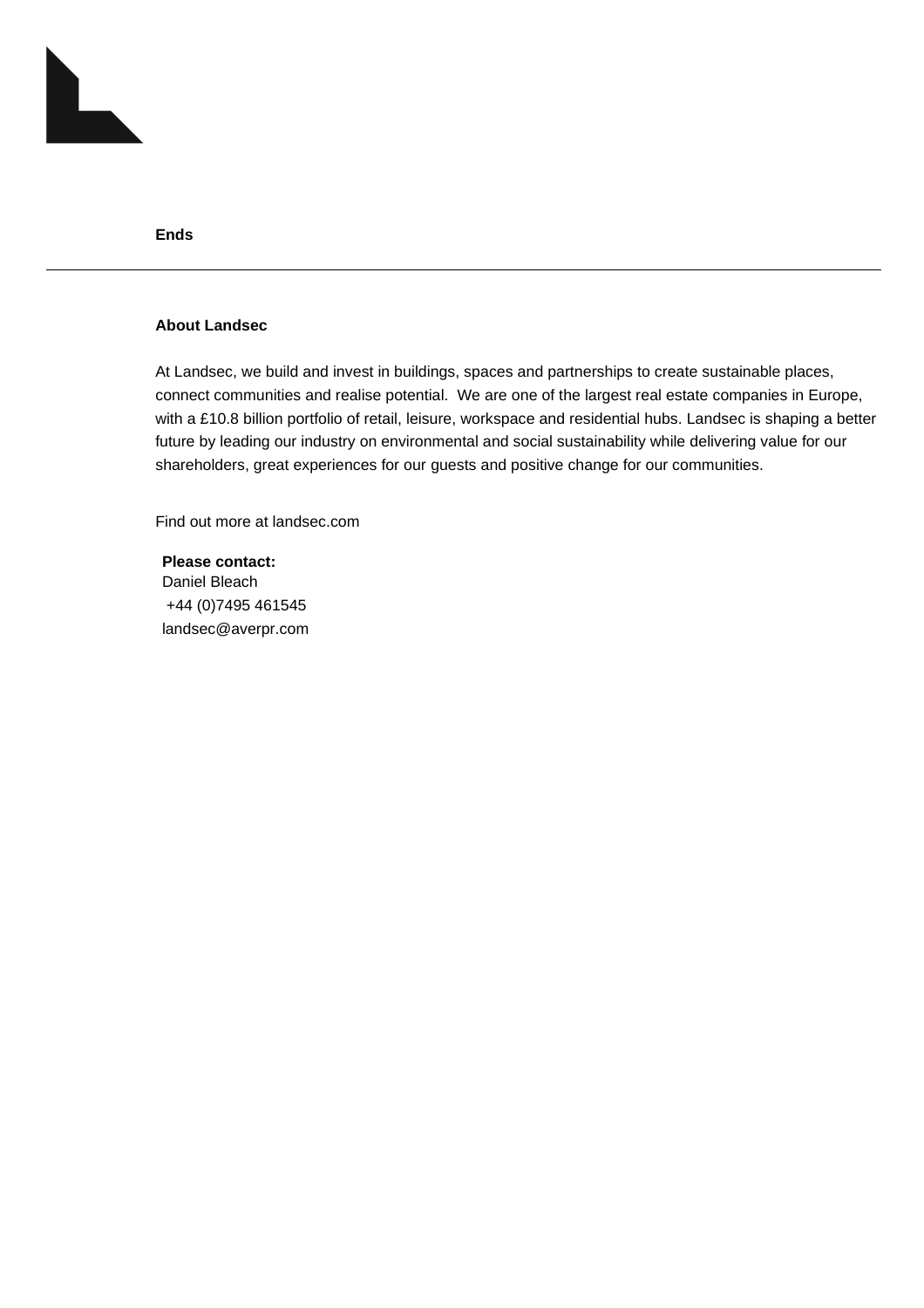**Ends**

---

**About Landsec**

At Landsec, we build and invest in buildings, spaces and partnerships to create sustainable places, connect communities and realise potential. We are one of the largest real estate companies in Europe, with a £10.8 billion portfolio of retail, leisure, workspace and residential hubs. Landsec is shaping a better future by leading our industry on environmental and social sustainability while delivering value for our shareholders, great experiences for our guests and positive change for our communities.

Find out more at landsec.com

**Please contact:**
Daniel Bleach
+44 (0)7495 461545
landsec@averpr.com